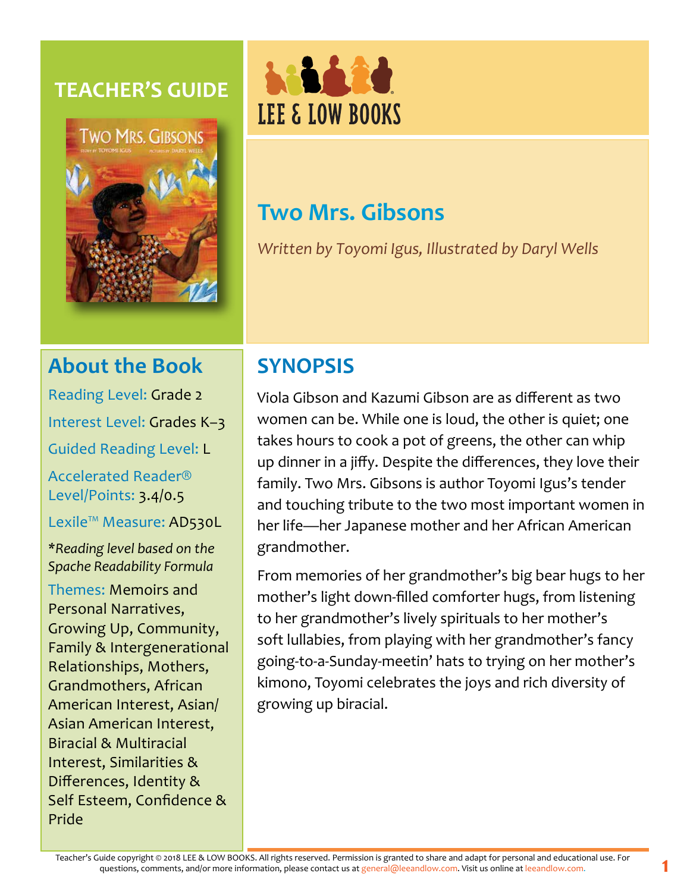TEACHER'S GUIDE

LEE & LOW BOOKS

# Two Mrs. Gibsons

*Written by Toyomi Igus, Illustrated by Daryl Wells*

## About the Book

Reading Level: Grade 2

Interest Level: Grades K–3

Guided Reading Level: L

Accelerated Reader® Level/Points: 3.4/0.5

Lexile™ Measure: AD530L

**Reading level based on the Spache Readability Formula*

Themes: Memoirs and Personal Narratives, Growing Up, Community, Family & Intergenerational Relationships, Mothers, Grandmothers, African American Interest, Asian/Asian American Interest, Biracial & Multiracial Interest, Similarities & Differences, Identity & Self Esteem, Confidence & Pride

## SYNOPSIS

Viola Gibson and Kazumi Gibson are as different as two women can be. While one is loud, the other is quiet; one takes hours to cook a pot of greens, the other can whip up dinner in a jiffy. Despite the differences, they love their family. Two Mrs. Gibsons is author Toyomi Igus's tender and touching tribute to the two most important women in her life—her Japanese mother and her African American grandmother.

From memories of her grandmother's big bear hugs to her mother's light down-filled comforter hugs, from listening to her grandmother's lively spirituals to her mother's soft lullabies, from playing with her grandmother's fancy going-to-a-Sunday-meetin' hats to trying on her mother's kimono, Toyomi celebrates the joys and rich diversity of growing up biracial.

Teacher's Guide copyright © 2018 LEE & LOW BOOKS. All rights reserved. Permission is granted to share and adapt for personal and educational use. For questions, comments, and/or more information, please contact us at general@leeandlow.com. Visit us online at leeandlow.com.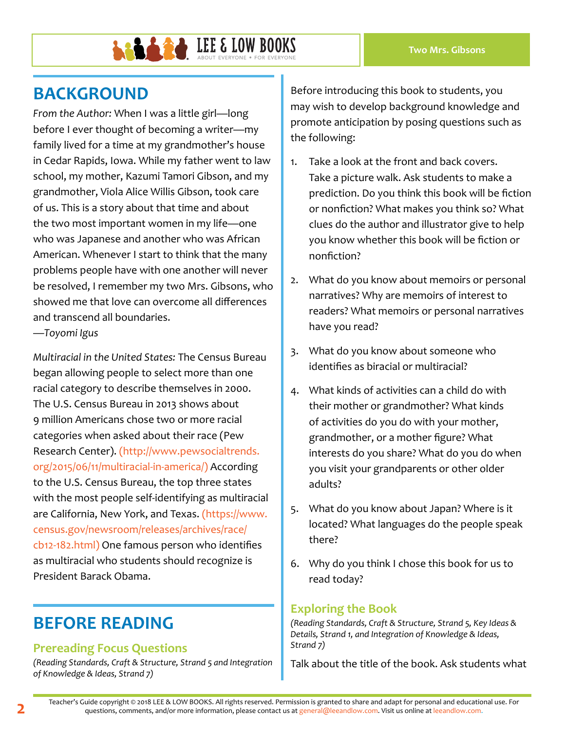## BACKGROUND

*From the Author:* When I was a little girl—long before I ever thought of becoming a writer—my family lived for a time at my grandmother's house in Cedar Rapids, Iowa. While my father went to law school, my mother, Kazumi Tamori Gibson, and my grandmother, Viola Alice Willis Gibson, took care of us. This is a story about that time and about the two most important women in my life—one who was Japanese and another who was African American. Whenever I start to think that the many problems people have with one another will never be resolved, I remember my two Mrs. Gibsons, who showed me that love can overcome all differences and transcend all boundaries.

—*Toyomi Igus*

*Multiracial in the United States:* The Census Bureau began allowing people to select more than one racial category to describe themselves in 2000. The U.S. Census Bureau in 2013 shows about 9 million Americans chose two or more racial categories when asked about their race (Pew Research Center). (http://www.pewsocialtrends.org/2015/06/11/multiracial-in-america/) According to the U.S. Census Bureau, the top three states with the most people self-identifying as multiracial are California, New York, and Texas. (https://www.census.gov/newsroom/releases/archives/race/cb12-182.html) One famous person who identifies as multiracial who students should recognize is President Barack Obama.

## BEFORE READING

### Prereading Focus Questions

*(Reading Standards, Craft & Structure, Strand 5 and Integration of Knowledge & Ideas, Strand 7)*

Before introducing this book to students, you may wish to develop background knowledge and promote anticipation by posing questions such as the following:

1. Take a look at the front and back covers. Take a picture walk. Ask students to make a prediction. Do you think this book will be fiction or nonfiction? What makes you think so? What clues do the author and illustrator give to help you know whether this book will be fiction or nonfiction?
2. What do you know about memoirs or personal narratives? Why are memoirs of interest to readers? What memoirs or personal narratives have you read?
3. What do you know about someone who identifies as biracial or multiracial?
4. What kinds of activities can a child do with their mother or grandmother? What kinds of activities do you do with your mother, grandmother, or a mother figure? What interests do you share? What do you do when you visit your grandparents or other older adults?
5. What do you know about Japan? Where is it located? What languages do the people speak there?
6. Why do you think I chose this book for us to read today?

### Exploring the Book

*(Reading Standards, Craft & Structure, Strand 5, Key Ideas & Details, Strand 1, and Integration of Knowledge & Ideas, Strand 7)*

Talk about the title of the book. Ask students what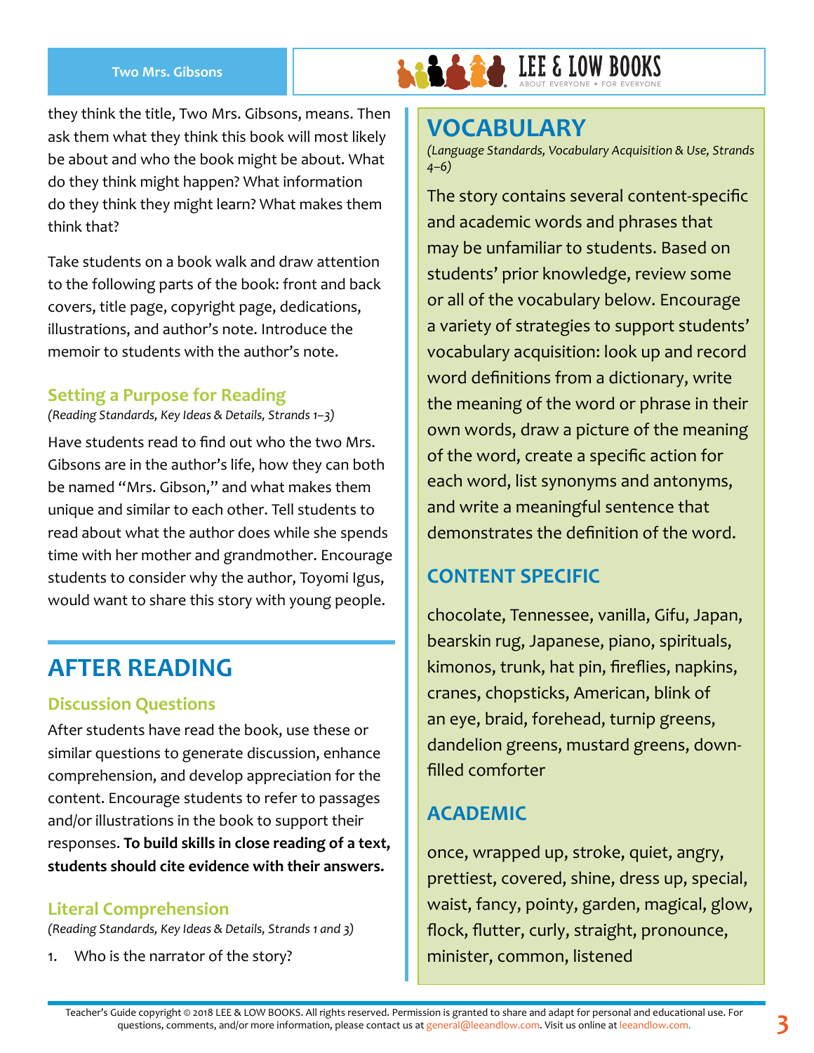they think the title, Two Mrs. Gibsons, means. Then ask them what they think this book will most likely be about and who the book might be about. What do they think might happen? What information do they think they might learn? What makes them think that?

Take students on a book walk and draw attention to the following parts of the book: front and back covers, title page, copyright page, dedications, illustrations, and author's note. Introduce the memoir to students with the author's note.

### Setting a Purpose for Reading

*(Reading Standards, Key Ideas & Details, Strands 1–3)*

Have students read to find out who the two Mrs. Gibsons are in the author's life, how they can both be named "Mrs. Gibson," and what makes them unique and similar to each other. Tell students to read about what the author does while she spends time with her mother and grandmother. Encourage students to consider why the author, Toyomi Igus, would want to share this story with young people.

## AFTER READING

### Discussion Questions

After students have read the book, use these or similar questions to generate discussion, enhance comprehension, and develop appreciation for the content. Encourage students to refer to passages and/or illustrations in the book to support their responses. **To build skills in close reading of a text, students should cite evidence with their answers.**

### Literal Comprehension

*(Reading Standards, Key Ideas & Details, Strands 1 and 3)*

1. Who is the narrator of the story?

## VOCABULARY

*(Language Standards, Vocabulary Acquisition & Use, Strands 4–6)*

The story contains several content-specific and academic words and phrases that may be unfamiliar to students. Based on students' prior knowledge, review some or all of the vocabulary below. Encourage a variety of strategies to support students' vocabulary acquisition: look up and record word definitions from a dictionary, write the meaning of the word or phrase in their own words, draw a picture of the meaning of the word, create a specific action for each word, list synonyms and antonyms, and write a meaningful sentence that demonstrates the definition of the word.

### CONTENT SPECIFIC

chocolate, Tennessee, vanilla, Gifu, Japan, bearskin rug, Japanese, piano, spirituals, kimonos, trunk, hat pin, fireflies, napkins, cranes, chopsticks, American, blink of an eye, braid, forehead, turnip greens, dandelion greens, mustard greens, down-filled comforter

### ACADEMIC

once, wrapped up, stroke, quiet, angry, prettiest, covered, shine, dress up, special, waist, fancy, pointy, garden, magical, glow, flock, flutter, curly, straight, pronounce, minister, common, listened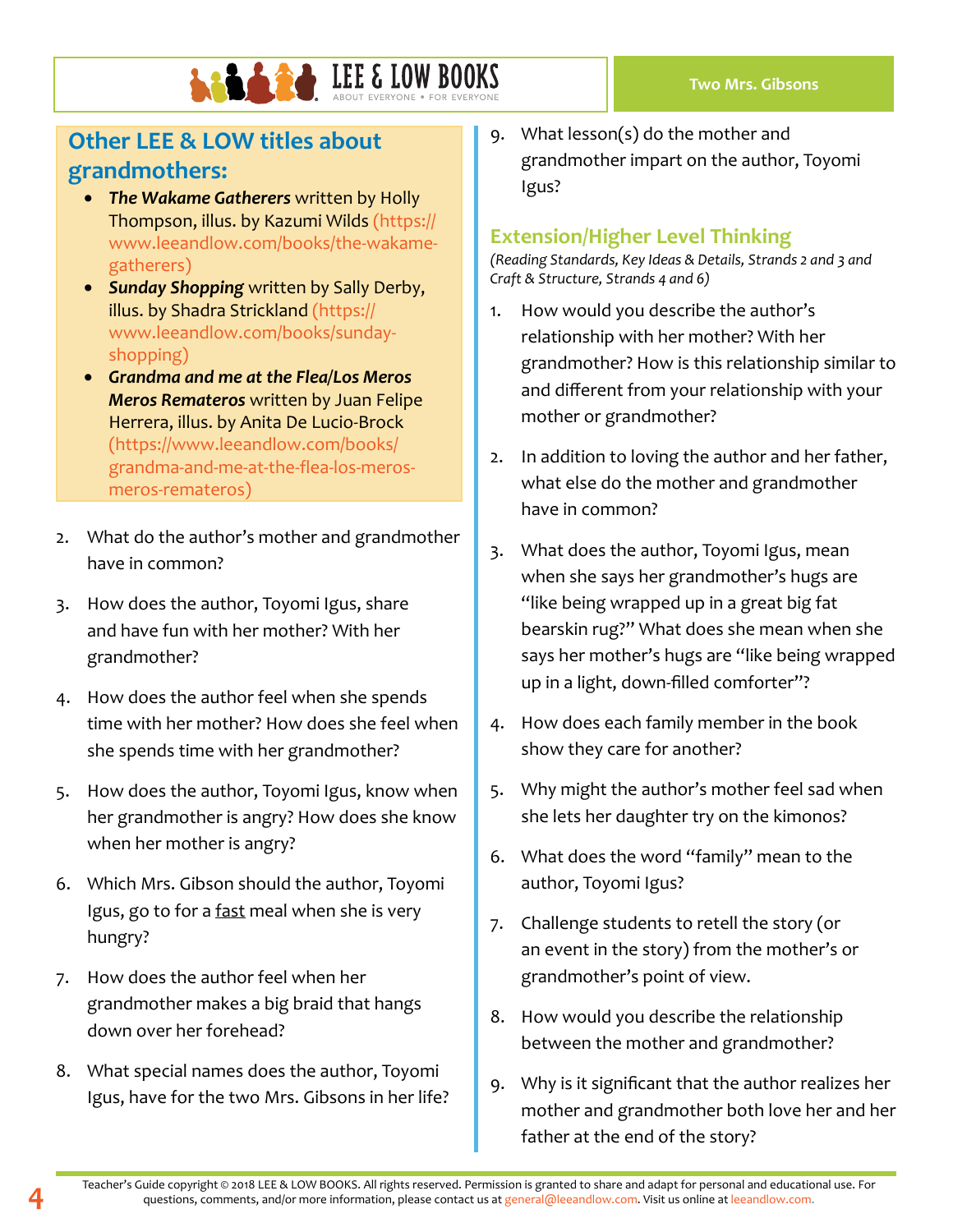## Other LEE & LOW titles about grandmothers:

- ***The Wakame Gatherers*** written by Holly Thompson, illus. by Kazumi Wilds (https://www.leeandlow.com/books/the-wakame-gatherers)
- ***Sunday Shopping*** written by Sally Derby, illus. by Shadra Strickland (https://www.leeandlow.com/books/sunday-shopping)
- ***Grandma and me at the Flea/Los Meros Meros Remateros*** written by Juan Felipe Herrera, illus. by Anita De Lucio-Brock (https://www.leeandlow.com/books/grandma-and-me-at-the-flea-los-meros-meros-remateros)

2. What do the author's mother and grandmother have in common?
3. How does the author, Toyomi Igus, share and have fun with her mother? With her grandmother?
4. How does the author feel when she spends time with her mother? How does she feel when she spends time with her grandmother?
5. How does the author, Toyomi Igus, know when her grandmother is angry? How does she know when her mother is angry?
6. Which Mrs. Gibson should the author, Toyomi Igus, go to for a <u>fast</u> meal when she is very hungry?
7. How does the author feel when her grandmother makes a big braid that hangs down over her forehead?
8. What special names does the author, Toyomi Igus, have for the two Mrs. Gibsons in her life?
9. What lesson(s) do the mother and grandmother impart on the author, Toyomi Igus?

## Extension/Higher Level Thinking

*(Reading Standards, Key Ideas & Details, Strands 2 and 3 and Craft & Structure, Strands 4 and 6)*

1. How would you describe the author's relationship with her mother? With her grandmother? How is this relationship similar to and different from your relationship with your mother or grandmother?
2. In addition to loving the author and her father, what else do the mother and grandmother have in common?
3. What does the author, Toyomi Igus, mean when she says her grandmother's hugs are "like being wrapped up in a great big fat bearskin rug?" What does she mean when she says her mother's hugs are "like being wrapped up in a light, down-filled comforter"?
4. How does each family member in the book show they care for another?
5. Why might the author's mother feel sad when she lets her daughter try on the kimonos?
6. What does the word "family" mean to the author, Toyomi Igus?
7. Challenge students to retell the story (or an event in the story) from the mother's or grandmother's point of view.
8. How would you describe the relationship between the mother and grandmother?
9. Why is it significant that the author realizes her mother and grandmother both love her and her father at the end of the story?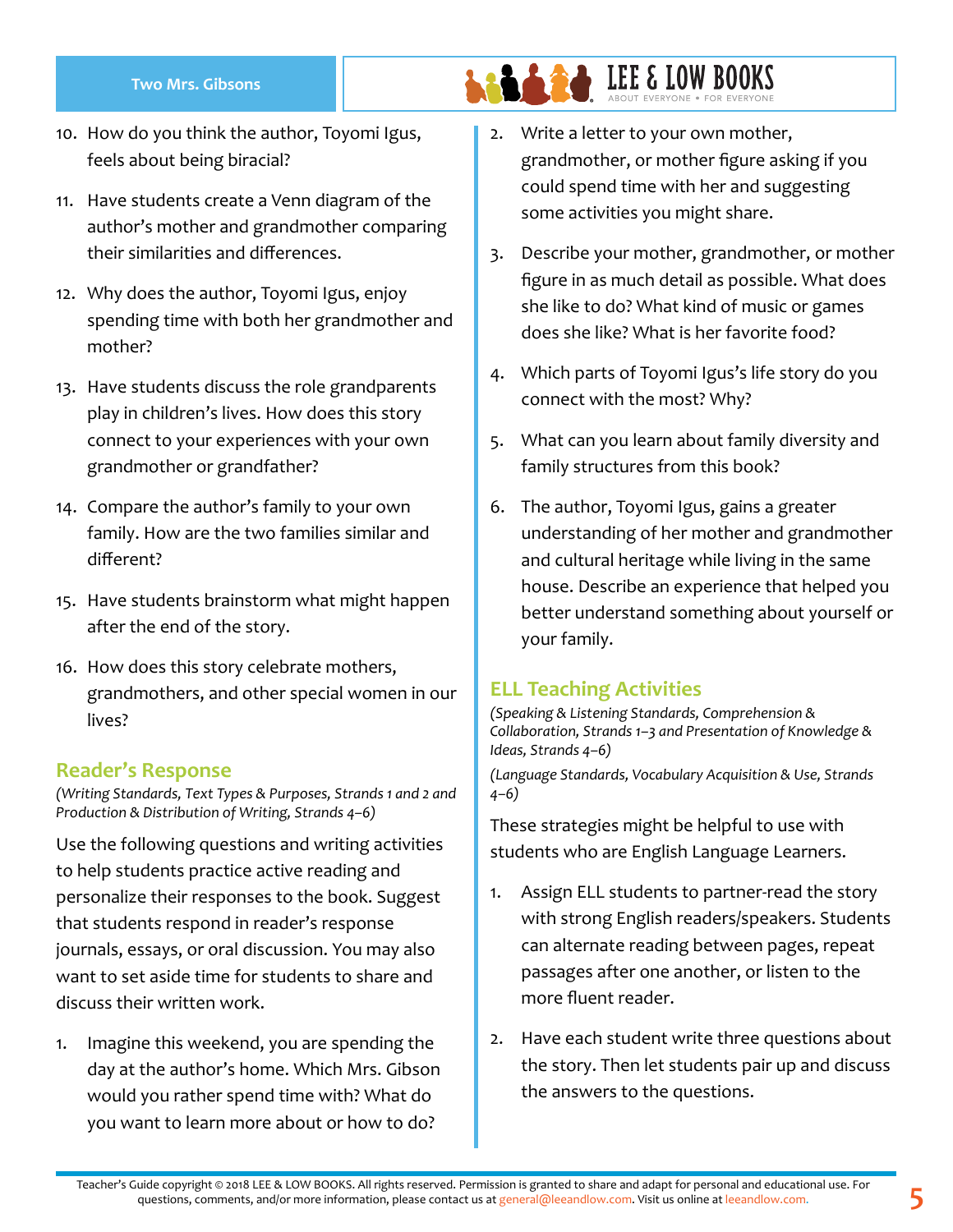10. How do you think the author, Toyomi Igus, feels about being biracial?

11. Have students create a Venn diagram of the author's mother and grandmother comparing their similarities and differences.

12. Why does the author, Toyomi Igus, enjoy spending time with both her grandmother and mother?

13. Have students discuss the role grandparents play in children's lives. How does this story connect to your experiences with your own grandmother or grandfather?

14. Compare the author's family to your own family. How are the two families similar and different?

15. Have students brainstorm what might happen after the end of the story.

16. How does this story celebrate mothers, grandmothers, and other special women in our lives?

## Reader's Response

*(Writing Standards, Text Types & Purposes, Strands 1 and 2 and Production & Distribution of Writing, Strands 4–6)*

Use the following questions and writing activities to help students practice active reading and personalize their responses to the book. Suggest that students respond in reader's response journals, essays, or oral discussion. You may also want to set aside time for students to share and discuss their written work.

1. Imagine this weekend, you are spending the day at the author's home. Which Mrs. Gibson would you rather spend time with? What do you want to learn more about or how to do?

2. Write a letter to your own mother, grandmother, or mother figure asking if you could spend time with her and suggesting some activities you might share.

3. Describe your mother, grandmother, or mother figure in as much detail as possible. What does she like to do? What kind of music or games does she like? What is her favorite food?

4. Which parts of Toyomi Igus's life story do you connect with the most? Why?

5. What can you learn about family diversity and family structures from this book?

6. The author, Toyomi Igus, gains a greater understanding of her mother and grandmother and cultural heritage while living in the same house. Describe an experience that helped you better understand something about yourself or your family.

## ELL Teaching Activities

*(Speaking & Listening Standards, Comprehension & Collaboration, Strands 1–3 and Presentation of Knowledge & Ideas, Strands 4–6)*

*(Language Standards, Vocabulary Acquisition & Use, Strands 4–6)*

These strategies might be helpful to use with students who are English Language Learners.

1. Assign ELL students to partner-read the story with strong English readers/speakers. Students can alternate reading between pages, repeat passages after one another, or listen to the more fluent reader.

2. Have each student write three questions about the story. Then let students pair up and discuss the answers to the questions.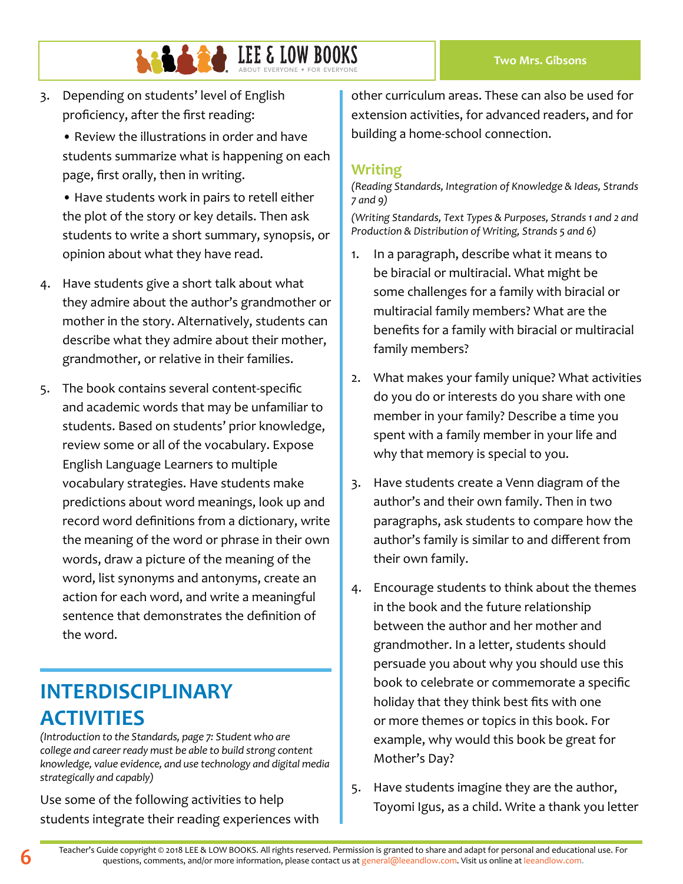3. Depending on students' level of English proficiency, after the first reading:

   • Review the illustrations in order and have students summarize what is happening on each page, first orally, then in writing.

   • Have students work in pairs to retell either the plot of the story or key details. Then ask students to write a short summary, synopsis, or opinion about what they have read.

4. Have students give a short talk about what they admire about the author's grandmother or mother in the story. Alternatively, students can describe what they admire about their mother, grandmother, or relative in their families.

5. The book contains several content-specific and academic words that may be unfamiliar to students. Based on students' prior knowledge, review some or all of the vocabulary. Expose English Language Learners to multiple vocabulary strategies. Have students make predictions about word meanings, look up and record word definitions from a dictionary, write the meaning of the word or phrase in their own words, draw a picture of the meaning of the word, list synonyms and antonyms, create an action for each word, and write a meaningful sentence that demonstrates the definition of the word.

## INTERDISCIPLINARY ACTIVITIES

*(Introduction to the Standards, page 7: Student who are college and career ready must be able to build strong content knowledge, value evidence, and use technology and digital media strategically and capably)*

Use some of the following activities to help students integrate their reading experiences with other curriculum areas. These can also be used for extension activities, for advanced readers, and for building a home-school connection.

### Writing

*(Reading Standards, Integration of Knowledge & Ideas, Strands 7 and 9)*

*(Writing Standards, Text Types & Purposes, Strands 1 and 2 and Production & Distribution of Writing, Strands 5 and 6)*

1. In a paragraph, describe what it means to be biracial or multiracial. What might be some challenges for a family with biracial or multiracial family members? What are the benefits for a family with biracial or multiracial family members?

2. What makes your family unique? What activities do you do or interests do you share with one member in your family? Describe a time you spent with a family member in your life and why that memory is special to you.

3. Have students create a Venn diagram of the author's and their own family. Then in two paragraphs, ask students to compare how the author's family is similar to and different from their own family.

4. Encourage students to think about the themes in the book and the future relationship between the author and her mother and grandmother. In a letter, students should persuade you about why you should use this book to celebrate or commemorate a specific holiday that they think best fits with one or more themes or topics in this book. For example, why would this book be great for Mother's Day?

5. Have students imagine they are the author, Toyomi Igus, as a child. Write a thank you letter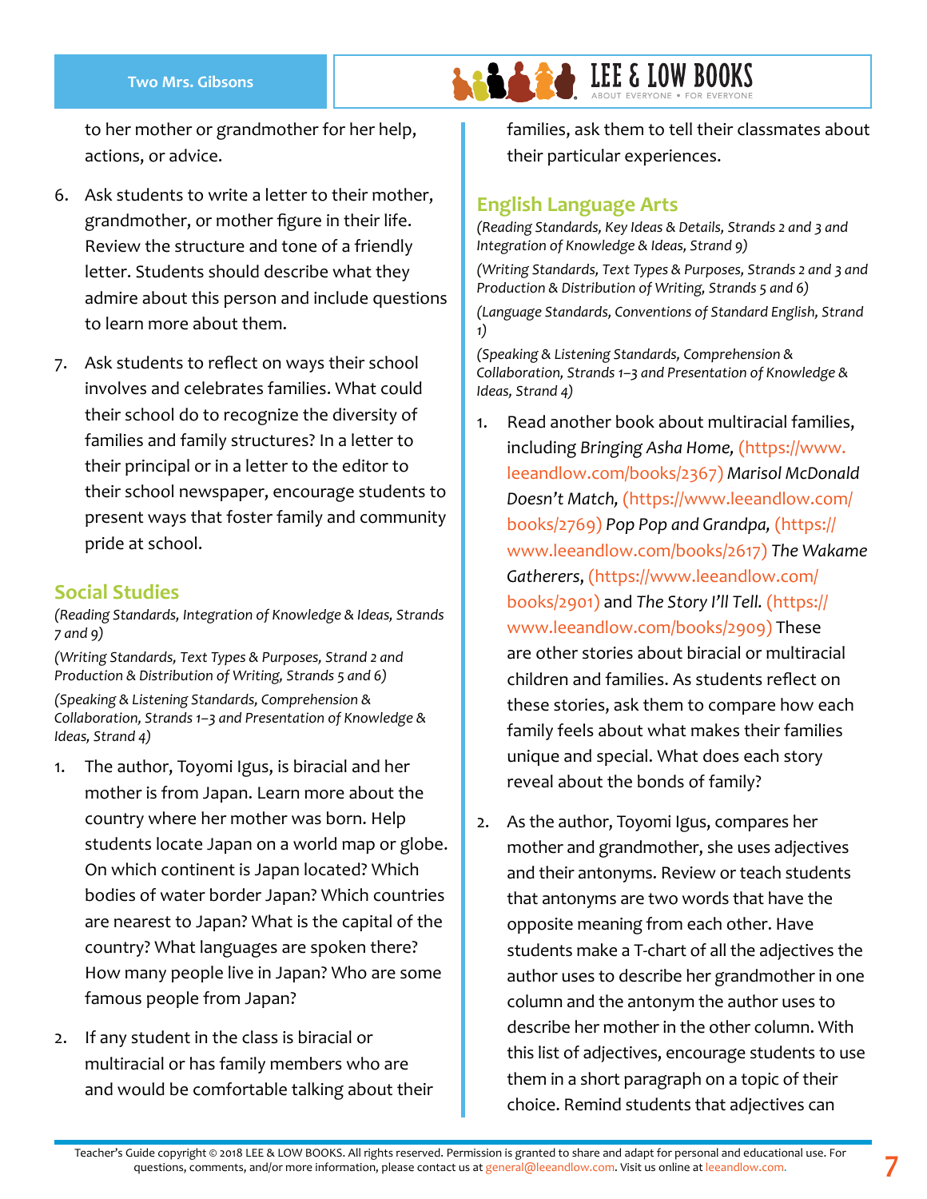to her mother or grandmother for her help, actions, or advice.

6. Ask students to write a letter to their mother, grandmother, or mother figure in their life. Review the structure and tone of a friendly letter. Students should describe what they admire about this person and include questions to learn more about them.

7. Ask students to reflect on ways their school involves and celebrates families. What could their school do to recognize the diversity of families and family structures? In a letter to their principal or in a letter to the editor to their school newspaper, encourage students to present ways that foster family and community pride at school.

## Social Studies

*(Reading Standards, Integration of Knowledge & Ideas, Strands 7 and 9)*

*(Writing Standards, Text Types & Purposes, Strand 2 and Production & Distribution of Writing, Strands 5 and 6)*

*(Speaking & Listening Standards, Comprehension & Collaboration, Strands 1–3 and Presentation of Knowledge & Ideas, Strand 4)*

1. The author, Toyomi Igus, is biracial and her mother is from Japan. Learn more about the country where her mother was born. Help students locate Japan on a world map or globe. On which continent is Japan located? Which bodies of water border Japan? Which countries are nearest to Japan? What is the capital of the country? What languages are spoken there? How many people live in Japan? Who are some famous people from Japan?

2. If any student in the class is biracial or multiracial or has family members who are and would be comfortable talking about their families, ask them to tell their classmates about their particular experiences.

## English Language Arts

*(Reading Standards, Key Ideas & Details, Strands 2 and 3 and Integration of Knowledge & Ideas, Strand 9)*

*(Writing Standards, Text Types & Purposes, Strands 2 and 3 and Production & Distribution of Writing, Strands 5 and 6)*

*(Language Standards, Conventions of Standard English, Strand 1)*

*(Speaking & Listening Standards, Comprehension & Collaboration, Strands 1–3 and Presentation of Knowledge & Ideas, Strand 4)*

1. Read another book about multiracial families, including *Bringing Asha Home,* (https://www.leeandlow.com/books/2367) *Marisol McDonald Doesn't Match,* (https://www.leeandlow.com/books/2769) *Pop Pop and Grandpa,* (https://www.leeandlow.com/books/2617) *The Wakame Gatherers,* (https://www.leeandlow.com/books/2901) and *The Story I'll Tell.* (https://www.leeandlow.com/books/2909) These are other stories about biracial or multiracial children and families. As students reflect on these stories, ask them to compare how each family feels about what makes their families unique and special. What does each story reveal about the bonds of family?

2. As the author, Toyomi Igus, compares her mother and grandmother, she uses adjectives and their antonyms. Review or teach students that antonyms are two words that have the opposite meaning from each other. Have students make a T-chart of all the adjectives the author uses to describe her grandmother in one column and the antonym the author uses to describe her mother in the other column. With this list of adjectives, encourage students to use them in a short paragraph on a topic of their choice. Remind students that adjectives can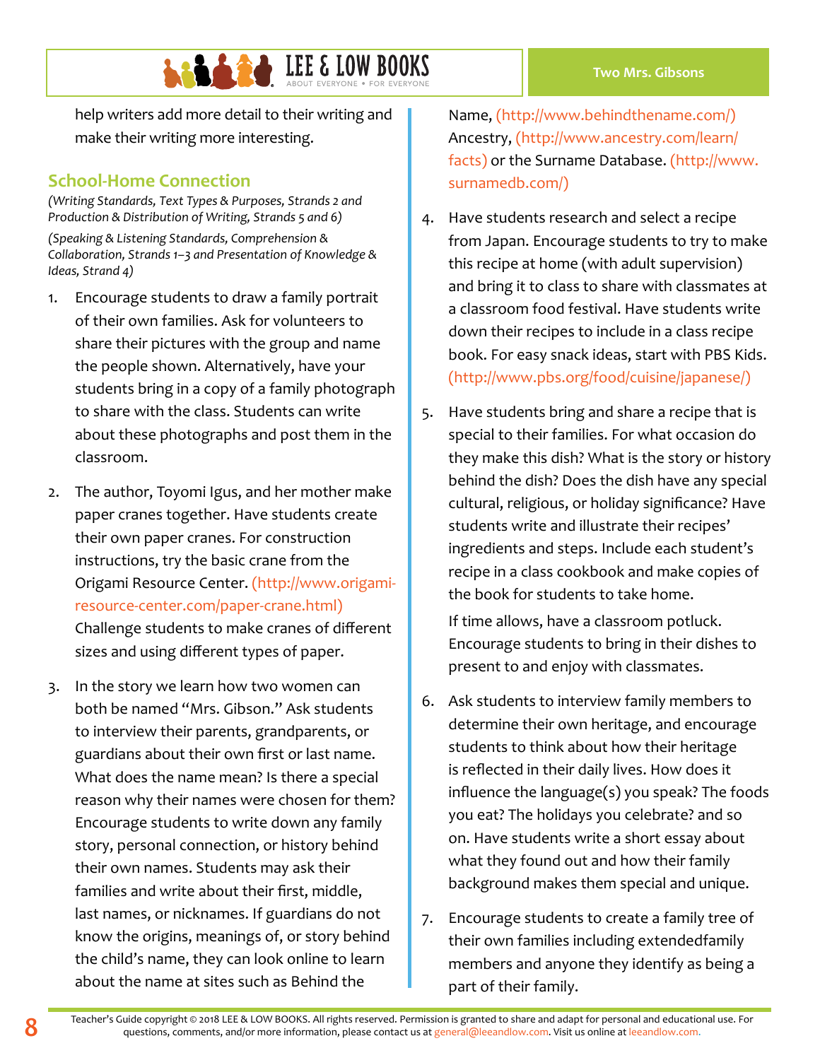help writers add more detail to their writing and make their writing more interesting.

## School-Home Connection

*(Writing Standards, Text Types & Purposes, Strands 2 and Production & Distribution of Writing, Strands 5 and 6)*

*(Speaking & Listening Standards, Comprehension & Collaboration, Strands 1–3 and Presentation of Knowledge & Ideas, Strand 4)*

1. Encourage students to draw a family portrait of their own families. Ask for volunteers to share their pictures with the group and name the people shown. Alternatively, have your students bring in a copy of a family photograph to share with the class. Students can write about these photographs and post them in the classroom.

2. The author, Toyomi Igus, and her mother make paper cranes together. Have students create their own paper cranes. For construction instructions, try the basic crane from the Origami Resource Center. (http://www.origami-resource-center.com/paper-crane.html) Challenge students to make cranes of different sizes and using different types of paper.

3. In the story we learn how two women can both be named "Mrs. Gibson." Ask students to interview their parents, grandparents, or guardians about their own first or last name. What does the name mean? Is there a special reason why their names were chosen for them? Encourage students to write down any family story, personal connection, or history behind their own names. Students may ask their families and write about their first, middle, last names, or nicknames. If guardians do not know the origins, meanings of, or story behind the child's name, they can look online to learn about the name at sites such as Behind the Name, (http://www.behindthename.com/) Ancestry, (http://www.ancestry.com/learn/facts) or the Surname Database. (http://www.surnamedb.com/)

4. Have students research and select a recipe from Japan. Encourage students to try to make this recipe at home (with adult supervision) and bring it to class to share with classmates at a classroom food festival. Have students write down their recipes to include in a class recipe book. For easy snack ideas, start with PBS Kids. (http://www.pbs.org/food/cuisine/japanese/)

5. Have students bring and share a recipe that is special to their families. For what occasion do they make this dish? What is the story or history behind the dish? Does the dish have any special cultural, religious, or holiday significance? Have students write and illustrate their recipes' ingredients and steps. Include each student's recipe in a class cookbook and make copies of the book for students to take home.

   If time allows, have a classroom potluck. Encourage students to bring in their dishes to present to and enjoy with classmates.

6. Ask students to interview family members to determine their own heritage, and encourage students to think about how their heritage is reflected in their daily lives. How does it influence the language(s) you speak? The foods you eat? The holidays you celebrate? and so on. Have students write a short essay about what they found out and how their family background makes them special and unique.

7. Encourage students to create a family tree of their own families including extendedfamily members and anyone they identify as being a part of their family.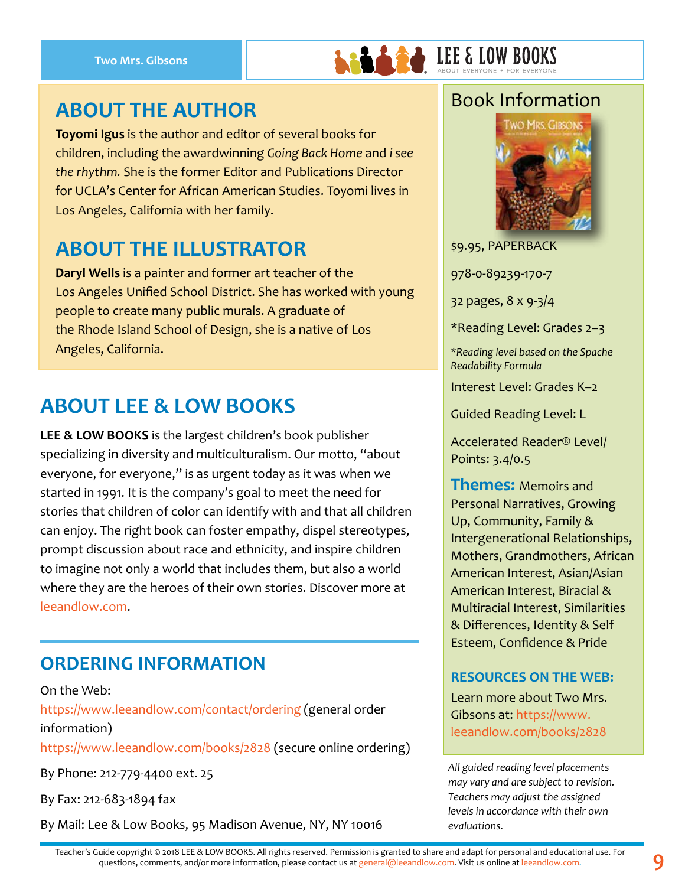## ABOUT THE AUTHOR

**Toyomi Igus** is the author and editor of several books for children, including the awardwinning *Going Back Home* and *i see the rhythm.* She is the former Editor and Publications Director for UCLA's Center for African American Studies. Toyomi lives in Los Angeles, California with her family.

## ABOUT THE ILLUSTRATOR

**Daryl Wells** is a painter and former art teacher of the Los Angeles Unified School District. She has worked with young people to create many public murals. A graduate of the Rhode Island School of Design, she is a native of Los Angeles, California.

## ABOUT LEE & LOW BOOKS

**LEE & LOW BOOKS** is the largest children's book publisher specializing in diversity and multiculturalism. Our motto, "about everyone, for everyone," is as urgent today as it was when we started in 1991. It is the company's goal to meet the need for stories that children of color can identify with and that all children can enjoy. The right book can foster empathy, dispel stereotypes, prompt discussion about race and ethnicity, and inspire children to imagine not only a world that includes them, but also a world where they are the heroes of their own stories. Discover more at leeandlow.com.

## ORDERING INFORMATION

On the Web:
https://www.leeandlow.com/contact/ordering (general order information)
https://www.leeandlow.com/books/2828 (secure online ordering)

By Phone: 212-779-4400 ext. 25

By Fax: 212-683-1894 fax

By Mail: Lee & Low Books, 95 Madison Avenue, NY, NY 10016

## Book Information

$9.95, PAPERBACK

978-0-89239-170-7

32 pages, 8 x 9-3/4

*Reading Level: Grades 2–3

*\*Reading level based on the Spache Readability Formula*

Interest Level: Grades K–2

Guided Reading Level: L

Accelerated Reader® Level/ Points: 3.4/0.5

**Themes:** Memoirs and Personal Narratives, Growing Up, Community, Family & Intergenerational Relationships, Mothers, Grandmothers, African American Interest, Asian/Asian American Interest, Biracial & Multiracial Interest, Similarities & Differences, Identity & Self Esteem, Confidence & Pride

### RESOURCES ON THE WEB:

Learn more about Two Mrs. Gibsons at: https://www.leeandlow.com/books/2828

*All guided reading level placements may vary and are subject to revision. Teachers may adjust the assigned levels in accordance with their own evaluations.*

Teacher's Guide copyright © 2018 LEE & LOW BOOKS. All rights reserved. Permission is granted to share and adapt for personal and educational use. For questions, comments, and/or more information, please contact us at general@leeandlow.com. Visit us online at leeandlow.com.